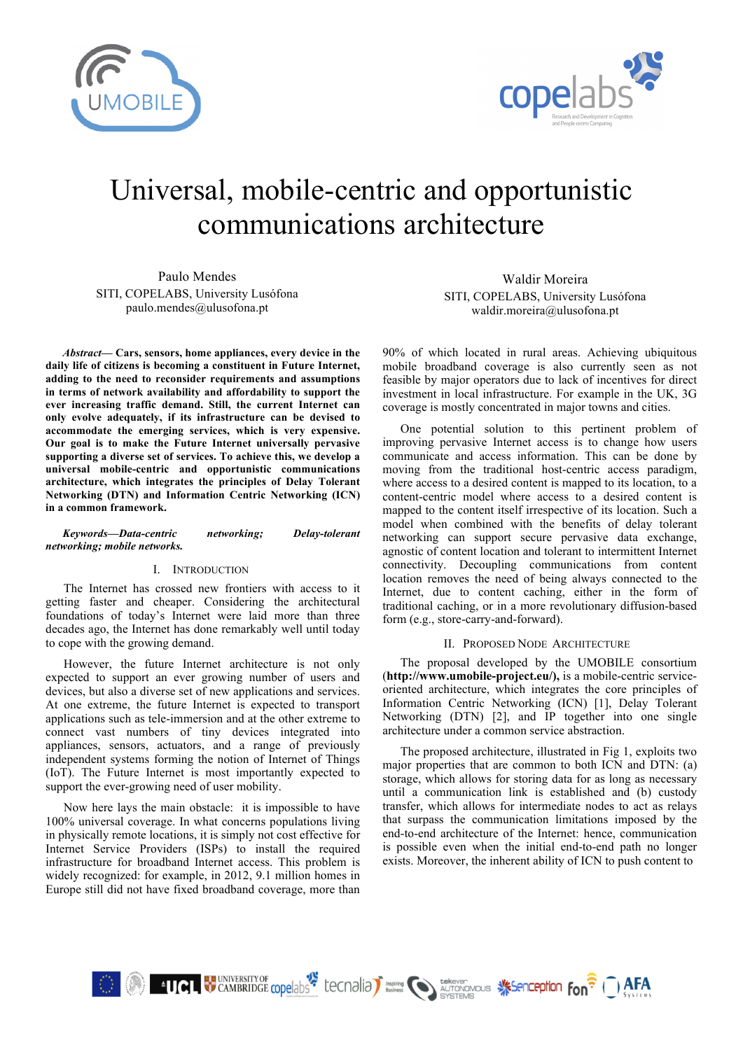# Universal, mobile-centric and opportunistic communications architecture

Paulo Mendes
SITI, COPELABS, University Lusófona
paulo.mendes@ulusofona.pt

Waldir Moreira
SITI, COPELABS, University Lusófona
waldir.moreira@ulusofona.pt

***Abstract*— Cars, sensors, home appliances, every device in the daily life of citizens is becoming a constituent in Future Internet, adding to the need to reconsider requirements and assumptions in terms of network availability and affordability to support the ever increasing traffic demand. Still, the current Internet can only evolve adequately, if its infrastructure can be devised to accommodate the emerging services, which is very expensive. Our goal is to make the Future Internet universally pervasive supporting a diverse set of services. To achieve this, we develop a universal mobile-centric and opportunistic communications architecture, which integrates the principles of Delay Tolerant Networking (DTN) and Information Centric Networking (ICN) in a common framework.**

***Keywords—Data-centric networking; Delay-tolerant networking; mobile networks.***

## I. Introduction

The Internet has crossed new frontiers with access to it getting faster and cheaper. Considering the architectural foundations of today's Internet were laid more than three decades ago, the Internet has done remarkably well until today to cope with the growing demand.

However, the future Internet architecture is not only expected to support an ever growing number of users and devices, but also a diverse set of new applications and services. At one extreme, the future Internet is expected to transport applications such as tele-immersion and at the other extreme to connect vast numbers of tiny devices integrated into appliances, sensors, actuators, and a range of previously independent systems forming the notion of Internet of Things (IoT). The Future Internet is most importantly expected to support the ever-growing need of user mobility.

Now here lays the main obstacle: it is impossible to have 100% universal coverage. In what concerns populations living in physically remote locations, it is simply not cost effective for Internet Service Providers (ISPs) to install the required infrastructure for broadband Internet access. This problem is widely recognized: for example, in 2012, 9.1 million homes in Europe still did not have fixed broadband coverage, more than 90% of which located in rural areas. Achieving ubiquitous mobile broadband coverage is also currently seen as not feasible by major operators due to lack of incentives for direct investment in local infrastructure. For example in the UK, 3G coverage is mostly concentrated in major towns and cities.

One potential solution to this pertinent problem of improving pervasive Internet access is to change how users communicate and access information. This can be done by moving from the traditional host-centric access paradigm, where access to a desired content is mapped to its location, to a content-centric model where access to a desired content is mapped to the content itself irrespective of its location. Such a model when combined with the benefits of delay tolerant networking can support secure pervasive data exchange, agnostic of content location and tolerant to intermittent Internet connectivity. Decoupling communications from content location removes the need of being always connected to the Internet, due to content caching, either in the form of traditional caching, or in a more revolutionary diffusion-based form (e.g., store-carry-and-forward).

## II. Proposed Node Architecture

The proposal developed by the UMOBILE consortium (**http://www.umobile-project.eu/**), is a mobile-centric service-oriented architecture, which integrates the core principles of Information Centric Networking (ICN) [1], Delay Tolerant Networking (DTN) [2], and IP together into one single architecture under a common service abstraction.

The proposed architecture, illustrated in Fig 1, exploits two major properties that are common to both ICN and DTN: (a) storage, which allows for storing data for as long as necessary until a communication link is established and (b) custody transfer, which allows for intermediate nodes to act as relays that surpass the communication limitations imposed by the end-to-end architecture of the Internet: hence, communication is possible even when the initial end-to-end path no longer exists. Moreover, the inherent ability of ICN to push content to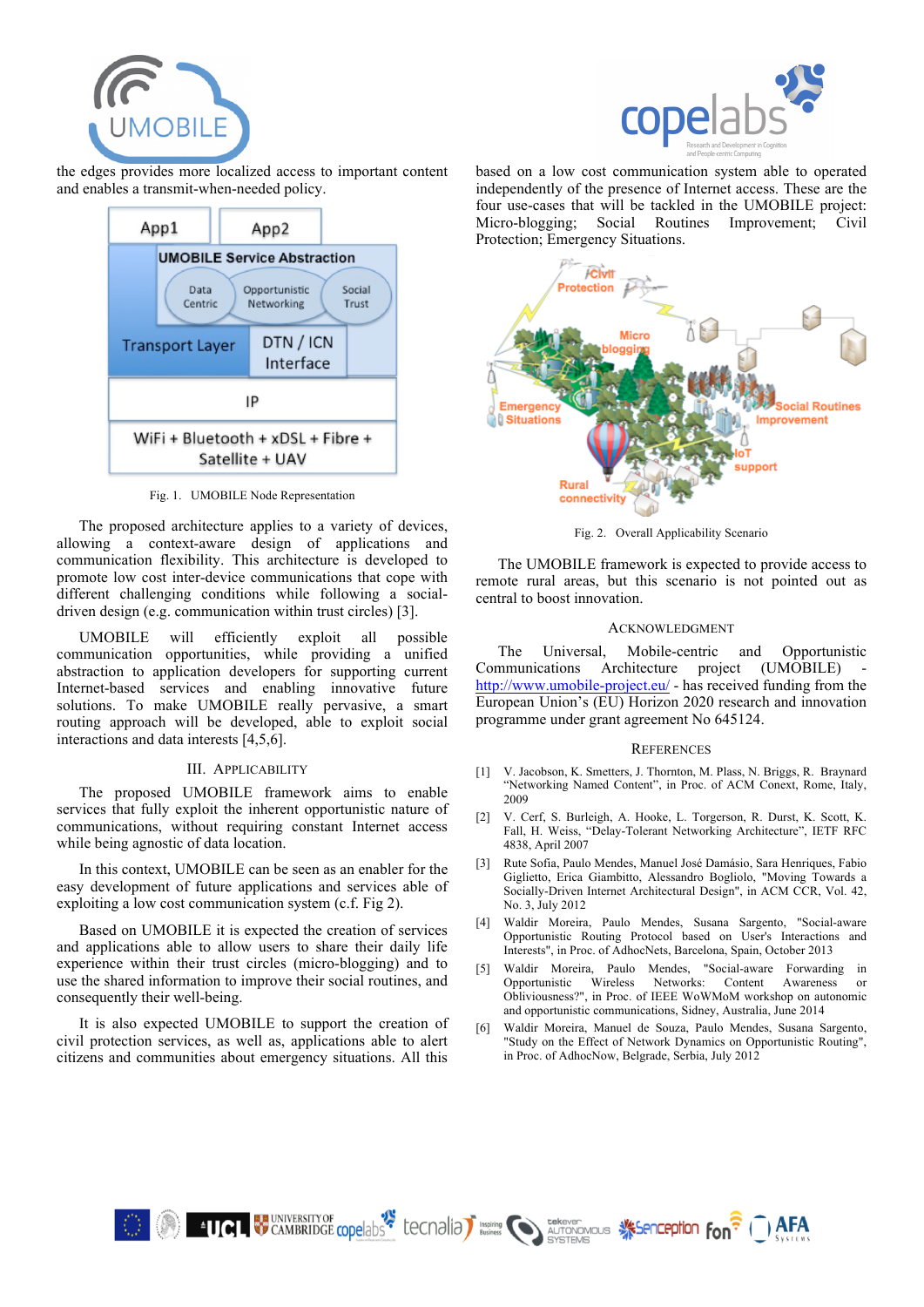the edges provides more localized access to important content and enables a transmit-when-needed policy.

App1

App2

UMOBILE Service Abstraction

Data Centric

Opportunistic Networking

Social Trust

Transport Layer

DTN / ICN Interface

IP

WiFi + Bluetooth + xDSL + Fibre + Satellite + UAV

Fig. 1. UMOBILE Node Representation

The proposed architecture applies to a variety of devices, allowing a context-aware design of applications and communication flexibility. This architecture is developed to promote low cost inter-device communications that cope with different challenging conditions while following a social-driven design (e.g. communication within trust circles) [3].

UMOBILE will efficiently exploit all possible communication opportunities, while providing a unified abstraction to application developers for supporting current Internet-based services and enabling innovative future solutions. To make UMOBILE really pervasive, a smart routing approach will be developed, able to exploit social interactions and data interests [4,5,6].

## III. Applicability

The proposed UMOBILE framework aims to enable services that fully exploit the inherent opportunistic nature of communications, without requiring constant Internet access while being agnostic of data location.

In this context, UMOBILE can be seen as an enabler for the easy development of future applications and services able of exploiting a low cost communication system (c.f. Fig 2).

Based on UMOBILE it is expected the creation of services and applications able to allow users to share their daily life experience within their trust circles (micro-blogging) and to use the shared information to improve their social routines, and consequently their well-being.

It is also expected UMOBILE to support the creation of civil protection services, as well as, applications able to alert citizens and communities about emergency situations. All this based on a low cost communication system able to operated independently of the presence of Internet access. These are the four use-cases that will be tackled in the UMOBILE project: Micro-blogging; Social Routines Improvement; Civil Protection; Emergency Situations.

Civil Protection

Micro blogging

Emergency Situations

Social Routines Improvement

IoT support

Rural connectivity

Fig. 2. Overall Applicability Scenario

The UMOBILE framework is expected to provide access to remote rural areas, but this scenario is not pointed out as central to boost innovation.

## Acknowledgment

The Universal, Mobile-centric and Opportunistic Communications Architecture project (UMOBILE) - http://www.umobile-project.eu/ - has received funding from the European Union's (EU) Horizon 2020 research and innovation programme under grant agreement No 645124.

## References

[1] V. Jacobson, K. Smetters, J. Thornton, M. Plass, N. Briggs, R. Braynard "Networking Named Content", in Proc. of ACM Conext, Rome, Italy, 2009

[2] V. Cerf, S. Burleigh, A. Hooke, L. Torgerson, R. Durst, K. Scott, K. Fall, H. Weiss, "Delay-Tolerant Networking Architecture", IETF RFC 4838, April 2007

[3] Rute Sofia, Paulo Mendes, Manuel José Damásio, Sara Henriques, Fabio Giglietto, Erica Giambitto, Alessandro Bogliolo, "Moving Towards a Socially-Driven Internet Architectural Design", in ACM CCR, Vol. 42, No. 3, July 2012

[4] Waldir Moreira, Paulo Mendes, Susana Sargento, "Social-aware Opportunistic Routing Protocol based on User's Interactions and Interests", in Proc. of AdhocNets, Barcelona, Spain, October 2013

[5] Waldir Moreira, Paulo Mendes, "Social-aware Forwarding in Opportunistic Wireless Networks: Content Awareness or Obliviousness?", in Proc. of IEEE WoWMoM workshop on autonomic and opportunistic communications, Sidney, Australia, June 2014

[6] Waldir Moreira, Manuel de Souza, Paulo Mendes, Susana Sargento, "Study on the Effect of Network Dynamics on Opportunistic Routing", in Proc. of AdhocNow, Belgrade, Serbia, July 2012